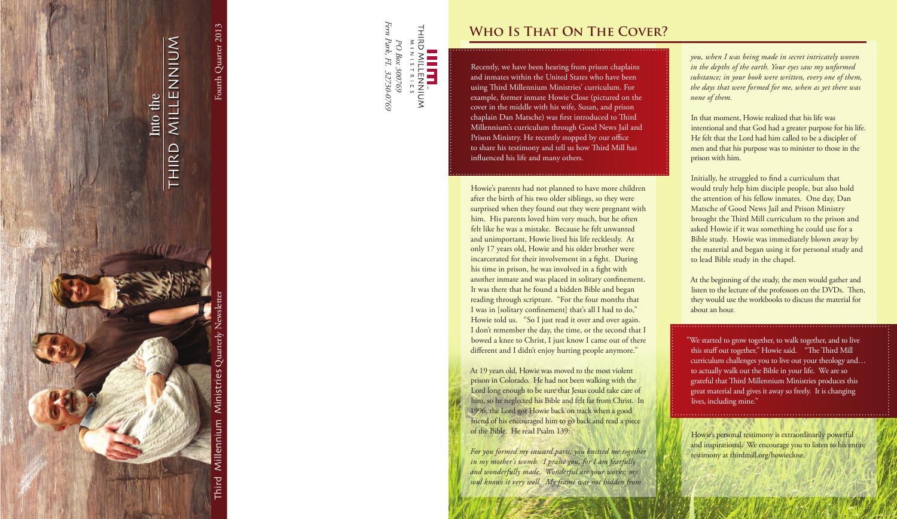Into the

THIRD MILLENNIUM

Fourth Quarter 2013

Third Millennium Ministries Quarterly Newsletter

THIRD MILLENNIUM MINISTRIES

PO Box 300769
Fern Park, FL 32730-0769

## Who Is That On The Cover?

Recently, we have been hearing from prison chaplains and inmates within the United States who have been using Third Millennium Ministries' curriculum. For example, former inmate Howie Close (pictured on the cover in the middle with his wife, Susan, and prison chaplain Dan Matsche) was first introduced to Third Millennium's curriculum through Good News Jail and Prison Ministry. He recently stopped by our office to share his testimony and tell us how Third Mill has influenced his life and many others.

Howie's parents had not planned to have more children after the birth of his two older siblings, so they were surprised when they found out they were pregnant with him. His parents loved him very much, but he often felt like he was a mistake. Because he felt unwanted and unimportant, Howie lived his life recklessly. At only 17 years old, Howie and his older brother were incarcerated for their involvement in a fight. During his time in prison, he was involved in a fight with another inmate and was placed in solitary confinement. It was there that he found a hidden Bible and began reading through scripture. "For the four months that I was in [solitary confinement] that's all I had to do," Howie told us. "So I just read it over and over again. I don't remember the day, the time, or the second that I bowed a knee to Christ, I just know I came out of there different and I didn't enjoy hurting people anymore."

At 19 years old, Howie was moved to the most violent prison in Colorado. He had not been walking with the Lord long enough to be sure that Jesus could take care of him, so he neglected his Bible and felt far from Christ. In 1996, the Lord got Howie back on track when a good friend of his encouraged him to go back and read a piece of the Bible. He read Psalm 139:

*For you formed my inward parts; you knitted me together in my mother's womb. I praise you, for I am fearfully and wonderfully made. Wonderful are your works; my soul knows it very well. My frame was not hidden from you, when I was being made in secret intricately woven in the depths of the earth. Your eyes saw my unformed substance; in your book were written, every one of them, the days that were formed for me, when as yet there was none of them.*

In that moment, Howie realized that his life was intentional and that God had a greater purpose for his life. He felt that the Lord had him called to be a discipler of men and that his purpose was to minister to those in the prison with him.

Initially, he struggled to find a curriculum that would truly help him disciple people, but also hold the attention of his fellow inmates. One day, Dan Matsche of Good News Jail and Prison Ministry brought the Third Mill curriculum to the prison and asked Howie if it was something he could use for a Bible study. Howie was immediately blown away by the material and began using it for personal study and to lead Bible study in the chapel.

At the beginning of the study, the men would gather and listen to the lecture of the professors on the DVDs. Then, they would use the workbooks to discuss the material for about an hour.

"We started to grow together, to walk together, and to live this stuff out together," Howie said. "The Third Mill curriculum challenges you to live out your theology and… to actually walk out the Bible in your life. We are so grateful that Third Millennium Ministries produces this great material and gives it away so freely. It is changing lives, including mine."

Howie's personal testimony is extraordinarily powerful and inspirational. We encourage you to listen to his entire testimony at thirdmill.org/howieclose.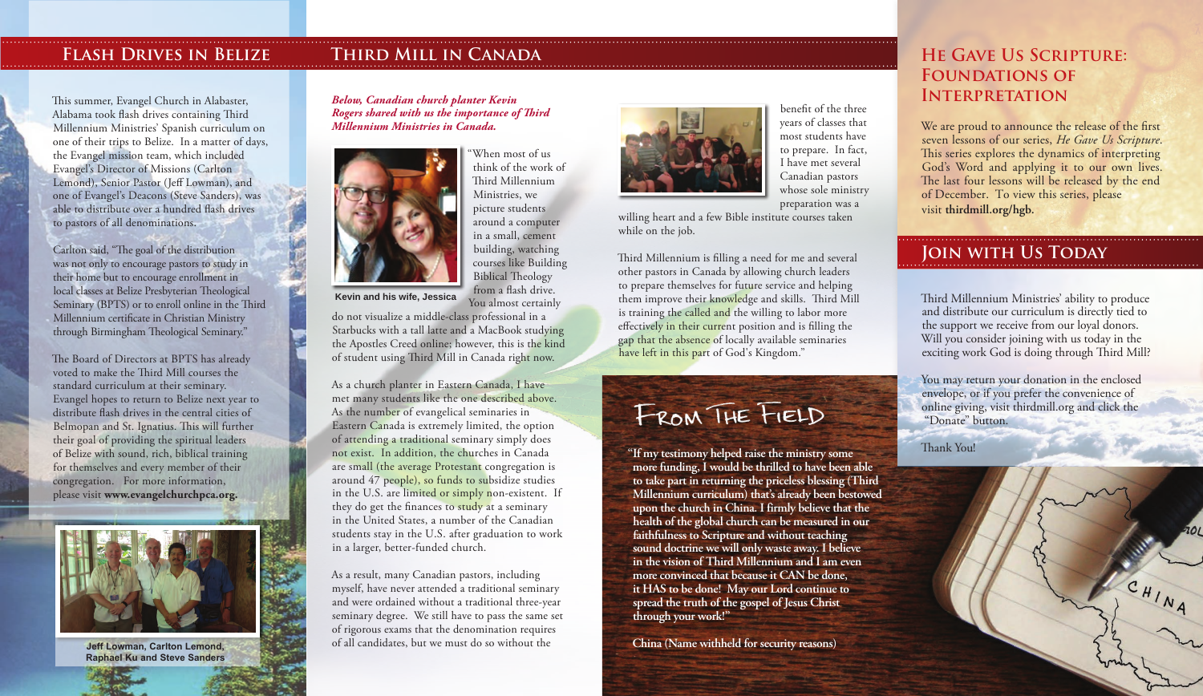## Flash Drives in Belize

This summer, Evangel Church in Alabaster, Alabama took flash drives containing Third Millennium Ministries' Spanish curriculum on one of their trips to Belize. In a matter of days, the Evangel mission team, which included Evangel's Director of Missions (Carlton Lemond), Senior Pastor (Jeff Lowman), and one of Evangel's Deacons (Steve Sanders), was able to distribute over a hundred flash drives to pastors of all denominations.

Carlton said, "The goal of the distribution was not only to encourage pastors to study in their home but to encourage enrollment in local classes at Belize Presbyterian Theological Seminary (BPTS) or to enroll online in the Third Millennium certificate in Christian Ministry through Birmingham Theological Seminary."

The Board of Directors at BPTS has already voted to make the Third Mill courses the standard curriculum at their seminary. Evangel hopes to return to Belize next year to distribute flash drives in the central cities of Belmopan and St. Ignatius. This will further their goal of providing the spiritual leaders of Belize with sound, rich, biblical training for themselves and every member of their congregation. For more information, please visit **www.evangelchurchpca.org.**

Jeff Lowman, Carlton Lemond, Raphael Ku and Steve Sanders

## Third Mill in Canada

***Below, Canadian church planter Kevin Rogers shared with us the importance of Third Millennium Ministries in Canada.***

Kevin and his wife, Jessica

"When most of us think of the work of Third Millennium Ministries, we picture students around a computer in a small, cement building, watching courses like Building Biblical Theology from a flash drive. You almost certainly do not visualize a middle-class professional in a Starbucks with a tall latte and a MacBook studying the Apostles Creed online; however, this is the kind of student using Third Mill in Canada right now.

As a church planter in Eastern Canada, I have met many students like the one described above. As the number of evangelical seminaries in Eastern Canada is extremely limited, the option of attending a traditional seminary simply does not exist. In addition, the churches in Canada are small (the average Protestant congregation is around 47 people), so funds to subsidize studies in the U.S. are limited or simply non-existent. If they do get the finances to study at a seminary in the United States, a number of the Canadian students stay in the U.S. after graduation to work in a larger, better-funded church.

As a result, many Canadian pastors, including myself, have never attended a traditional seminary and were ordained without a traditional three-year seminary degree. We still have to pass the same set of rigorous exams that the denomination requires of all candidates, but we must do so without the benefit of the three years of classes that most students have to prepare. In fact, I have met several Canadian pastors whose sole ministry preparation was a willing heart and a few Bible institute courses taken while on the job.

Third Millennium is filling a need for me and several other pastors in Canada by allowing church leaders to prepare themselves for future service and helping them improve their knowledge and skills. Third Mill is training the called and the willing to labor more effectively in their current position and is filling the gap that the absence of locally available seminaries have left in this part of God's Kingdom."

## From The Field

**"If my testimony helped raise the ministry some more funding, I would be thrilled to have been able to take part in returning the priceless blessing (Third Millennium curriculum) that's already been bestowed upon the church in China. I firmly believe that the health of the global church can be measured in our faithfulness to Scripture and without teaching sound doctrine we will only waste away. I believe in the vision of Third Millennium and I am even more convinced that because it CAN be done, it HAS to be done! May our Lord continue to spread the truth of the gospel of Jesus Christ through your work!"**

**China (Name withheld for security reasons)**

## He Gave Us Scripture: Foundations of Interpretation

We are proud to announce the release of the first seven lessons of our series, *He Gave Us Scripture*. This series explores the dynamics of interpreting God's Word and applying it to our own lives. The last four lessons will be released by the end of December. To view this series, please visit **thirdmill.org/hgb.**

## Join with Us Today

Third Millennium Ministries' ability to produce and distribute our curriculum is directly tied to the support we receive from our loyal donors. Will you consider joining with us today in the exciting work God is doing through Third Mill?

You may return your donation in the enclosed envelope, or if you prefer the convenience of online giving, visit thirdmill.org and click the "Donate" button.

Thank You!